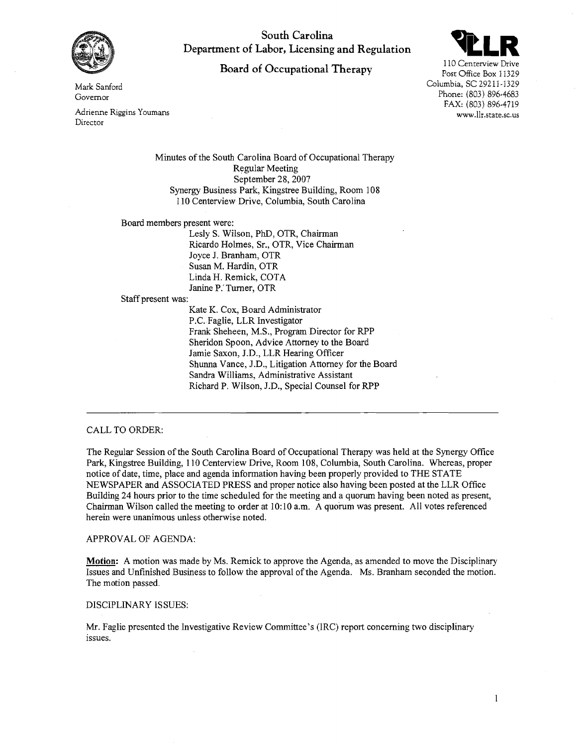South Carolina
Department of Labor, Licensing and Regulation

**Board of Occupational Therapy**

Mark Sanford
Governor

Adrienne Riggins Youmans
Director

LLR
110 Centerview Drive
Post Office Box 11329
Columbia, SC 29211-1329
Phone: (803) 896-4683
FAX: (803) 896-4719
www.llr.state.sc.us

Minutes of the South Carolina Board of Occupational Therapy
Regular Meeting
September 28, 2007
Synergy Business Park, Kingstree Building, Room 108
110 Centerview Drive, Columbia, South Carolina

Board members present were:

- Lesly S. Wilson, PhD, OTR, Chairman
- Ricardo Holmes, Sr., OTR, Vice Chairman
- Joyce J. Branham, OTR
- Susan M. Hardin, OTR
- Linda H. Remick, COTA
- Janine P. Turner, OTR

Staff present was:

- Kate K. Cox, Board Administrator
- P.C. Faglie, LLR Investigator
- Frank Sheheen, M.S., Program Director for RPP
- Sheridon Spoon, Advice Attorney to the Board
- Jamie Saxon, J.D., LLR Hearing Officer
- Shunna Vance, J.D., Litigation Attorney for the Board
- Sandra Williams, Administrative Assistant
- Richard P. Wilson, J.D., Special Counsel for RPP

---

CALL TO ORDER:

The Regular Session of the South Carolina Board of Occupational Therapy was held at the Synergy Office Park, Kingstree Building, 110 Centerview Drive, Room 108, Columbia, South Carolina. Whereas, proper notice of date, time, place and agenda information having been properly provided to THE STATE NEWSPAPER and ASSOCIATED PRESS and proper notice also having been posted at the LLR Office Building 24 hours prior to the time scheduled for the meeting and a quorum having been noted as present, Chairman Wilson called the meeting to order at 10:10 a.m. A quorum was present. All votes referenced herein were unanimous unless otherwise noted.

APPROVAL OF AGENDA:

**Motion:** A motion was made by Ms. Remick to approve the Agenda, as amended to move the Disciplinary Issues and Unfinished Business to follow the approval of the Agenda. Ms. Branham seconded the motion. The motion passed.

DISCIPLINARY ISSUES:

Mr. Faglie presented the Investigative Review Committee's (IRC) report concerning two disciplinary issues.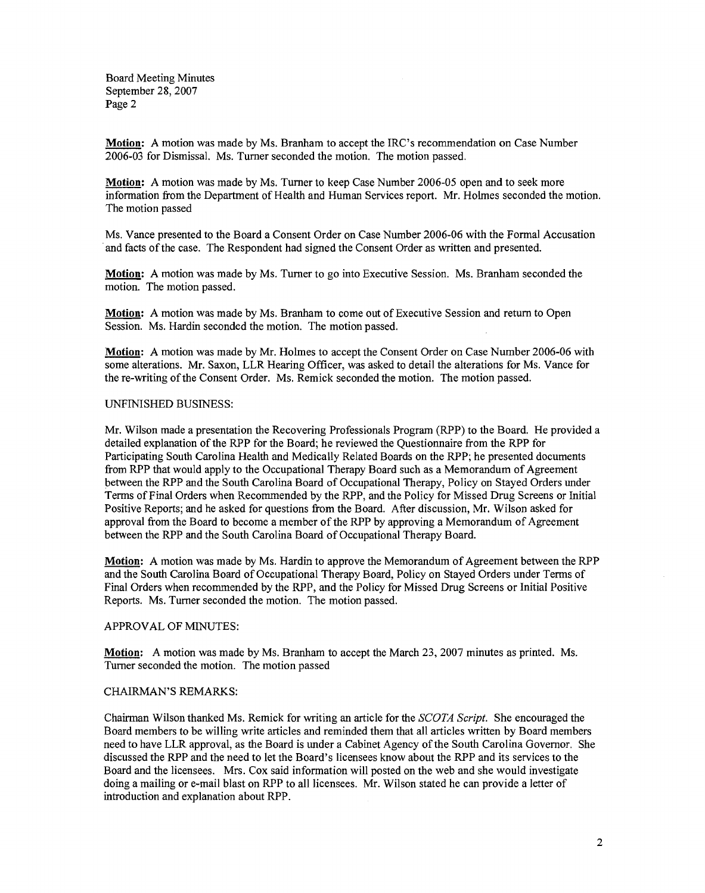**Motion:** A motion was made by Ms. Branham to accept the IRC's recommendation on Case Number 2006-03 for Dismissal. Ms. Turner seconded the motion. The motion passed.

**Motion:** A motion was made by Ms. Turner to keep Case Number 2006-05 open and to seek more information from the Department of Health and Human Services report. Mr. Holmes seconded the motion. The motion passed

Ms. Vance presented to the Board a Consent Order on Case Number 2006-06 with the Formal Accusation and facts of the case. The Respondent had signed the Consent Order as written and presented.

**Motion:** A motion was made by Ms. Turner to go into Executive Session. Ms. Branham seconded the motion. The motion passed.

**Motion:** A motion was made by Ms. Branham to come out of Executive Session and return to Open Session. Ms. Hardin seconded the motion. The motion passed.

**Motion:** A motion was made by Mr. Holmes to accept the Consent Order on Case Number 2006-06 with some alterations. Mr. Saxon, LLR Hearing Officer, was asked to detail the alterations for Ms. Vance for the re-writing of the Consent Order. Ms. Remick seconded the motion. The motion passed.

UNFINISHED BUSINESS:

Mr. Wilson made a presentation the Recovering Professionals Program (RPP) to the Board. He provided a detailed explanation of the RPP for the Board; he reviewed the Questionnaire from the RPP for Participating South Carolina Health and Medically Related Boards on the RPP; he presented documents from RPP that would apply to the Occupational Therapy Board such as a Memorandum of Agreement between the RPP and the South Carolina Board of Occupational Therapy, Policy on Stayed Orders under Terms of Final Orders when Recommended by the RPP, and the Policy for Missed Drug Screens or Initial Positive Reports; and he asked for questions from the Board. After discussion, Mr. Wilson asked for approval from the Board to become a member of the RPP by approving a Memorandum of Agreement between the RPP and the South Carolina Board of Occupational Therapy Board.

**Motion:** A motion was made by Ms. Hardin to approve the Memorandum of Agreement between the RPP and the South Carolina Board of Occupational Therapy Board, Policy on Stayed Orders under Terms of Final Orders when recommended by the RPP, and the Policy for Missed Drug Screens or Initial Positive Reports. Ms. Turner seconded the motion. The motion passed.

APPROVAL OF MINUTES:

**Motion:** A motion was made by Ms. Branham to accept the March 23, 2007 minutes as printed. Ms. Turner seconded the motion. The motion passed

CHAIRMAN'S REMARKS:

Chairman Wilson thanked Ms. Remick for writing an article for the *SCOTA Script*. She encouraged the Board members to be willing write articles and reminded them that all articles written by Board members need to have LLR approval, as the Board is under a Cabinet Agency of the South Carolina Governor. She discussed the RPP and the need to let the Board's licensees know about the RPP and its services to the Board and the licensees. Mrs. Cox said information will posted on the web and she would investigate doing a mailing or e-mail blast on RPP to all licensees. Mr. Wilson stated he can provide a letter of introduction and explanation about RPP.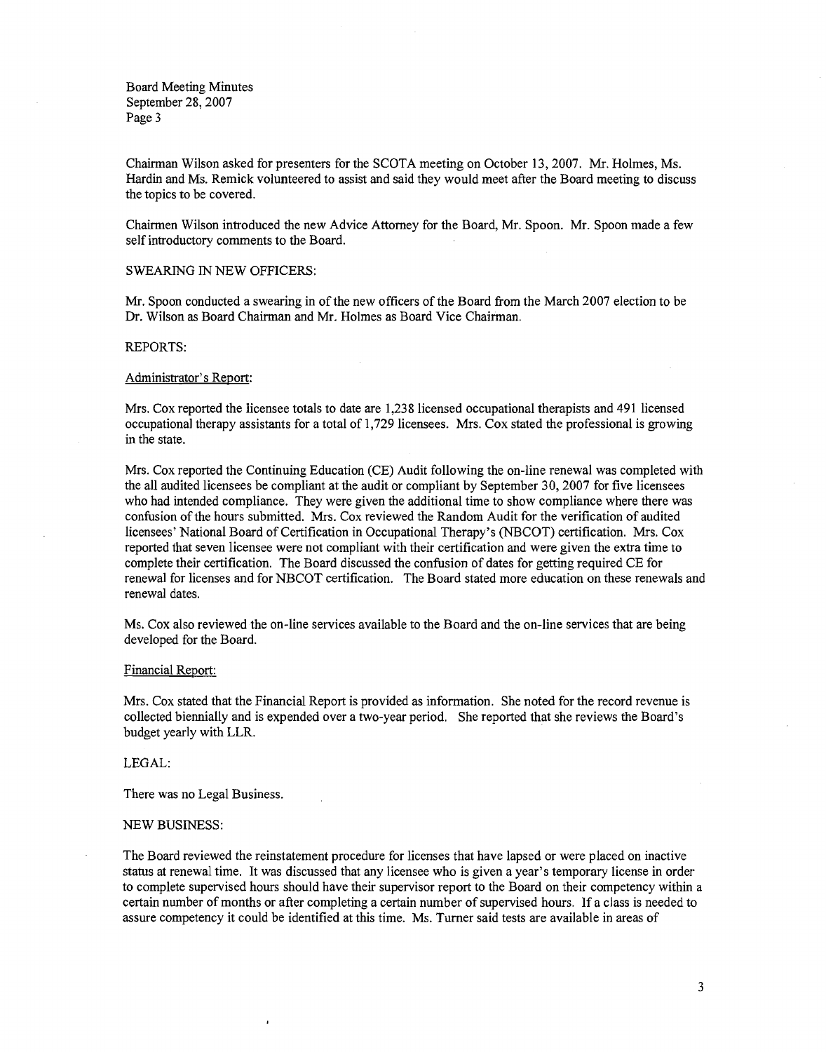Chairman Wilson asked for presenters for the SCOTA meeting on October 13, 2007. Mr. Holmes, Ms. Hardin and Ms. Remick volunteered to assist and said they would meet after the Board meeting to discuss the topics to be covered.

Chairmen Wilson introduced the new Advice Attorney for the Board, Mr. Spoon. Mr. Spoon made a few self introductory comments to the Board.

SWEARING IN NEW OFFICERS:

Mr. Spoon conducted a swearing in of the new officers of the Board from the March 2007 election to be Dr. Wilson as Board Chairman and Mr. Holmes as Board Vice Chairman.

REPORTS:

Administrator's Report:

Mrs. Cox reported the licensee totals to date are 1,238 licensed occupational therapists and 491 licensed occupational therapy assistants for a total of 1,729 licensees. Mrs. Cox stated the professional is growing in the state.

Mrs. Cox reported the Continuing Education (CE) Audit following the on-line renewal was completed with the all audited licensees be compliant at the audit or compliant by September 30, 2007 for five licensees who had intended compliance. They were given the additional time to show compliance where there was confusion of the hours submitted. Mrs. Cox reviewed the Random Audit for the verification of audited licensees' National Board of Certification in Occupational Therapy's (NBCOT) certification. Mrs. Cox reported that seven licensee were not compliant with their certification and were given the extra time to complete their certification. The Board discussed the confusion of dates for getting required CE for renewal for licenses and for NBCOT certification. The Board stated more education on these renewals and renewal dates.

Ms. Cox also reviewed the on-line services available to the Board and the on-line services that are being developed for the Board.

Financial Report:

Mrs. Cox stated that the Financial Report is provided as information. She noted for the record revenue is collected biennially and is expended over a two-year period. She reported that she reviews the Board's budget yearly with LLR.

LEGAL:

There was no Legal Business.

NEW BUSINESS:

The Board reviewed the reinstatement procedure for licenses that have lapsed or were placed on inactive status at renewal time. It was discussed that any licensee who is given a year's temporary license in order to complete supervised hours should have their supervisor report to the Board on their competency within a certain number of months or after completing a certain number of supervised hours. If a class is needed to assure competency it could be identified at this time. Ms. Turner said tests are available in areas of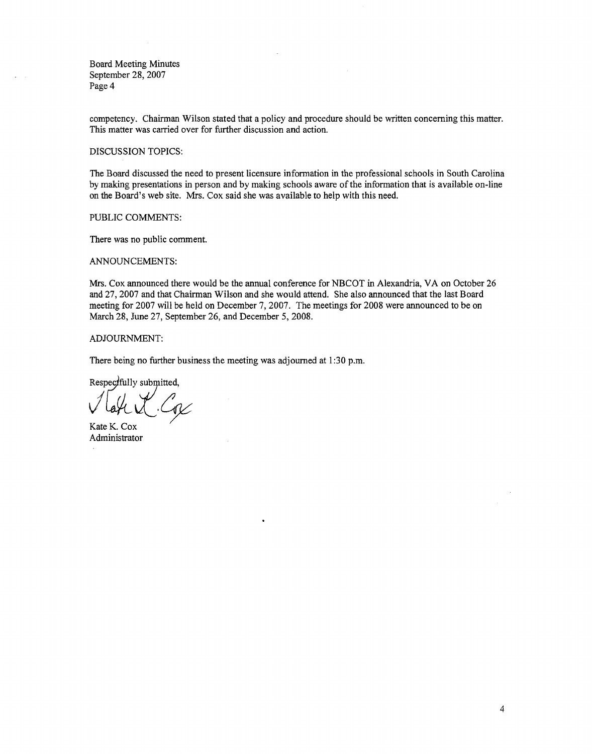competency. Chairman Wilson stated that a policy and procedure should be written concerning this matter. This matter was carried over for further discussion and action.

DISCUSSION TOPICS:

The Board discussed the need to present licensure information in the professional schools in South Carolina by making presentations in person and by making schools aware of the information that is available on-line on the Board's web site. Mrs. Cox said she was available to help with this need.

PUBLIC COMMENTS:

There was no public comment.

ANNOUNCEMENTS:

Mrs. Cox announced there would be the annual conference for NBCOT in Alexandria, VA on October 26 and 27, 2007 and that Chairman Wilson and she would attend. She also announced that the last Board meeting for 2007 will be held on December 7, 2007. The meetings for 2008 were announced to be on March 28, June 27, September 26, and December 5, 2008.

ADJOURNMENT:

There being no further business the meeting was adjourned at 1:30 p.m.

Respectfully submitted,

Kate K. Cox
Administrator